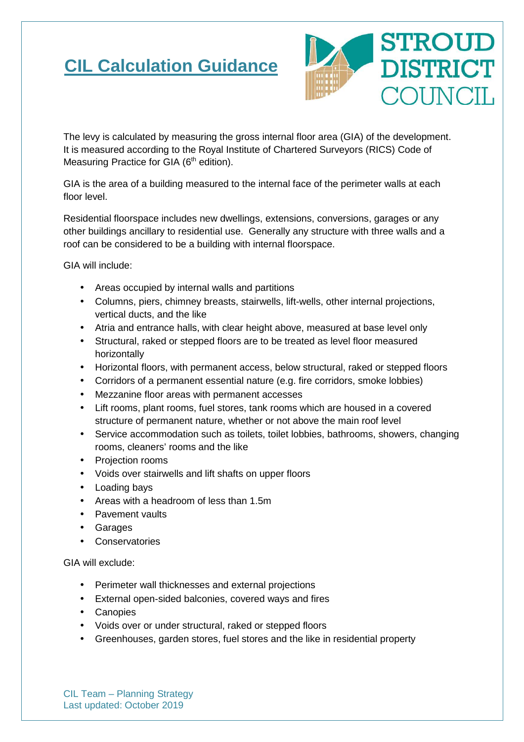# CIL Calculation Guidance

The levy is calculated by measuring the gross internal floor area (GIA) of the development. It is measured according to the Royal Institute of Chartered Surveyors (RICS) Code of Measuring Practice for GIA (6th edition).

GIA is the area of a building measured to the internal face of the perimeter walls at each floor level.

Residential floorspace includes new dwellings, extensions, conversions, garages or any other buildings ancillary to residential use. Generally any structure with three walls and a roof can be considered to be a building with internal floorspace.

GIA will include:

- Areas occupied by internal walls and partitions
- Columns, piers, chimney breasts, stairwells, lift-wells, other internal projections, vertical ducts, and the like
- Atria and entrance halls, with clear height above, measured at base level only
- Structural, raked or stepped floors are to be treated as level floor measured horizontally
- Horizontal floors, with permanent access, below structural, raked or stepped floors
- Corridors of a permanent essential nature (e.g. fire corridors, smoke lobbies)
- Mezzanine floor areas with permanent accesses
- Lift rooms, plant rooms, fuel stores, tank rooms which are housed in a covered structure of permanent nature, whether or not above the main roof level
- Service accommodation such as toilets, toilet lobbies, bathrooms, showers, changing rooms, cleaners' rooms and the like
- Projection rooms
- Voids over stairwells and lift shafts on upper floors
- Loading bays
- Areas with a headroom of less than 1.5m
- Pavement vaults
- Garages
- Conservatories

GIA will exclude:

- Perimeter wall thicknesses and external projections
- External open-sided balconies, covered ways and fires
- Canopies
- Voids over or under structural, raked or stepped floors
- Greenhouses, garden stores, fuel stores and the like in residential property

CIL Team – Planning Strategy
Last updated: October 2019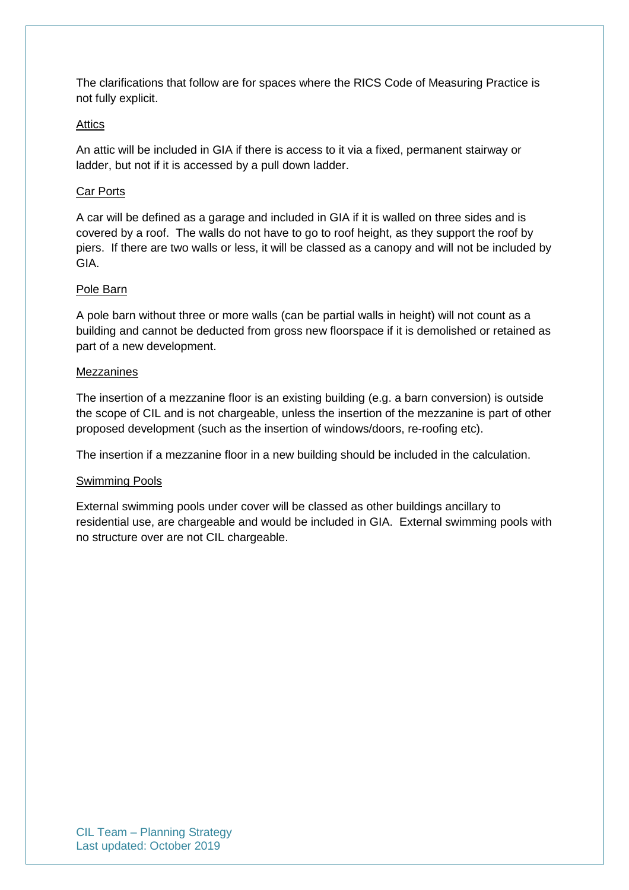The clarifications that follow are for spaces where the RICS Code of Measuring Practice is not fully explicit.

<u>Attics</u>

An attic will be included in GIA if there is access to it via a fixed, permanent stairway or ladder, but not if it is accessed by a pull down ladder.

<u>Car Ports</u>

A car will be defined as a garage and included in GIA if it is walled on three sides and is covered by a roof. The walls do not have to go to roof height, as they support the roof by piers. If there are two walls or less, it will be classed as a canopy and will not be included by GIA.

<u>Pole Barn</u>

A pole barn without three or more walls (can be partial walls in height) will not count as a building and cannot be deducted from gross new floorspace if it is demolished or retained as part of a new development.

<u>Mezzanines</u>

The insertion of a mezzanine floor is an existing building (e.g. a barn conversion) is outside the scope of CIL and is not chargeable, unless the insertion of the mezzanine is part of other proposed development (such as the insertion of windows/doors, re-roofing etc).

The insertion if a mezzanine floor in a new building should be included in the calculation.

<u>Swimming Pools</u>

External swimming pools under cover will be classed as other buildings ancillary to residential use, are chargeable and would be included in GIA. External swimming pools with no structure over are not CIL chargeable.

CIL Team – Planning Strategy
Last updated: October 2019